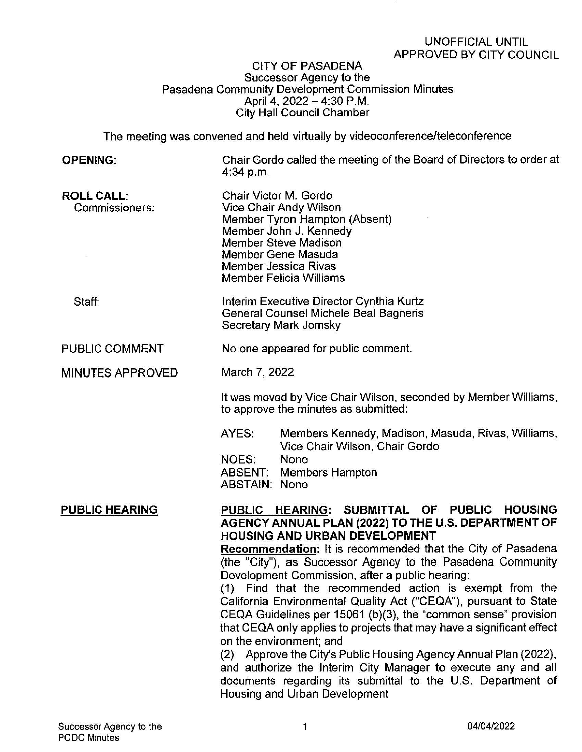UNOFFICIAL UNTIL
APPROVED BY CITY COUNCIL

# CITY OF PASADENA
## Successor Agency to the Pasadena Community Development Commission Minutes
April 4, 2022 – 4:30 P.M.
City Hall Council Chamber

The meeting was convened and held virtually by videoconference/teleconference

**OPENING:** Chair Gordo called the meeting of the Board of Directors to order at 4:34 p.m.

**ROLL CALL:**
Commissioners:
Chair Victor M. Gordo
Vice Chair Andy Wilson
Member Tyron Hampton (Absent)
Member John J. Kennedy
Member Steve Madison
Member Gene Masuda
Member Jessica Rivas
Member Felicia Williams

Staff:
Interim Executive Director Cynthia Kurtz
General Counsel Michele Beal Bagneris
Secretary Mark Jomsky

PUBLIC COMMENT: No one appeared for public comment.

MINUTES APPROVED: March 7, 2022

It was moved by Vice Chair Wilson, seconded by Member Williams, to approve the minutes as submitted:

AYES: Members Kennedy, Madison, Masuda, Rivas, Williams, Vice Chair Wilson, Chair Gordo
NOES: None
ABSENT: Members Hampton
ABSTAIN: None

**PUBLIC HEARING**

**PUBLIC HEARING: SUBMITTAL OF PUBLIC HOUSING AGENCY ANNUAL PLAN (2022) TO THE U.S. DEPARTMENT OF HOUSING AND URBAN DEVELOPMENT**

**Recommendation:** It is recommended that the City of Pasadena (the "City"), as Successor Agency to the Pasadena Community Development Commission, after a public hearing:

(1) Find that the recommended action is exempt from the California Environmental Quality Act ("CEQA"), pursuant to State CEQA Guidelines per 15061 (b)(3), the "common sense" provision that CEQA only applies to projects that may have a significant effect on the environment; and

(2) Approve the City's Public Housing Agency Annual Plan (2022), and authorize the Interim City Manager to execute any and all documents regarding its submittal to the U.S. Department of Housing and Urban Development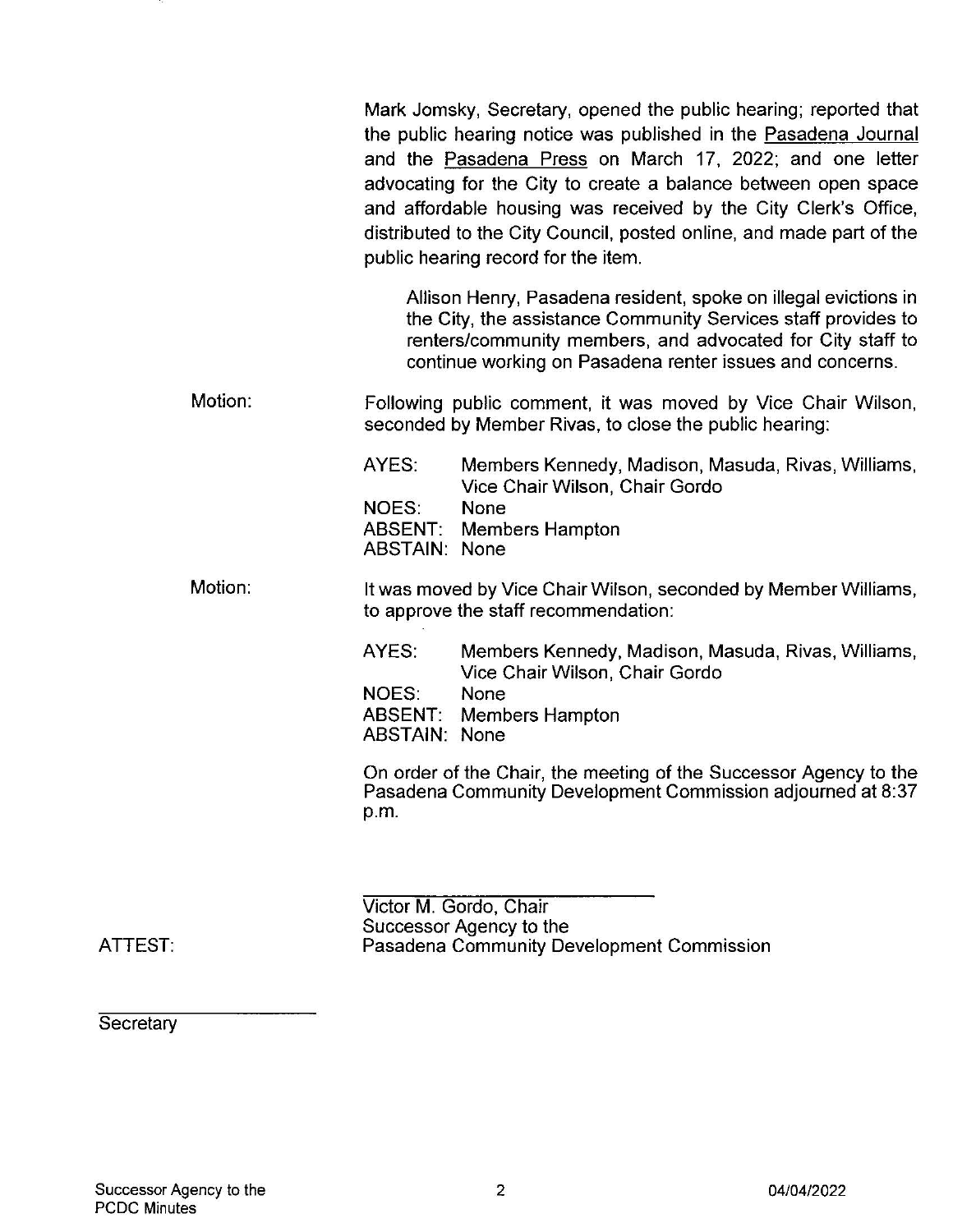Mark Jomsky, Secretary, opened the public hearing; reported that the public hearing notice was published in the Pasadena Journal and the Pasadena Press on March 17, 2022; and one letter advocating for the City to create a balance between open space and affordable housing was received by the City Clerk's Office, distributed to the City Council, posted online, and made part of the public hearing record for the item.

> Allison Henry, Pasadena resident, spoke on illegal evictions in the City, the assistance Community Services staff provides to renters/community members, and advocated for City staff to continue working on Pasadena renter issues and concerns.

Motion: Following public comment, it was moved by Vice Chair Wilson, seconded by Member Rivas, to close the public hearing:

AYES: Members Kennedy, Madison, Masuda, Rivas, Williams, Vice Chair Wilson, Chair Gordo
NOES: None
ABSENT: Members Hampton
ABSTAIN: None

Motion: It was moved by Vice Chair Wilson, seconded by Member Williams, to approve the staff recommendation:

AYES: Members Kennedy, Madison, Masuda, Rivas, Williams, Vice Chair Wilson, Chair Gordo
NOES: None
ABSENT: Members Hampton
ABSTAIN: None

On order of the Chair, the meeting of the Successor Agency to the Pasadena Community Development Commission adjourned at 8:37 p.m.

\_\_\_\_\_\_\_\_\_\_\_\_\_\_\_\_\_\_\_\_\_\_\_\_
Victor M. Gordo, Chair
Successor Agency to the
Pasadena Community Development Commission

ATTEST:

\_\_\_\_\_\_\_\_\_\_\_\_\_\_\_\_\_\_\_\_
Secretary